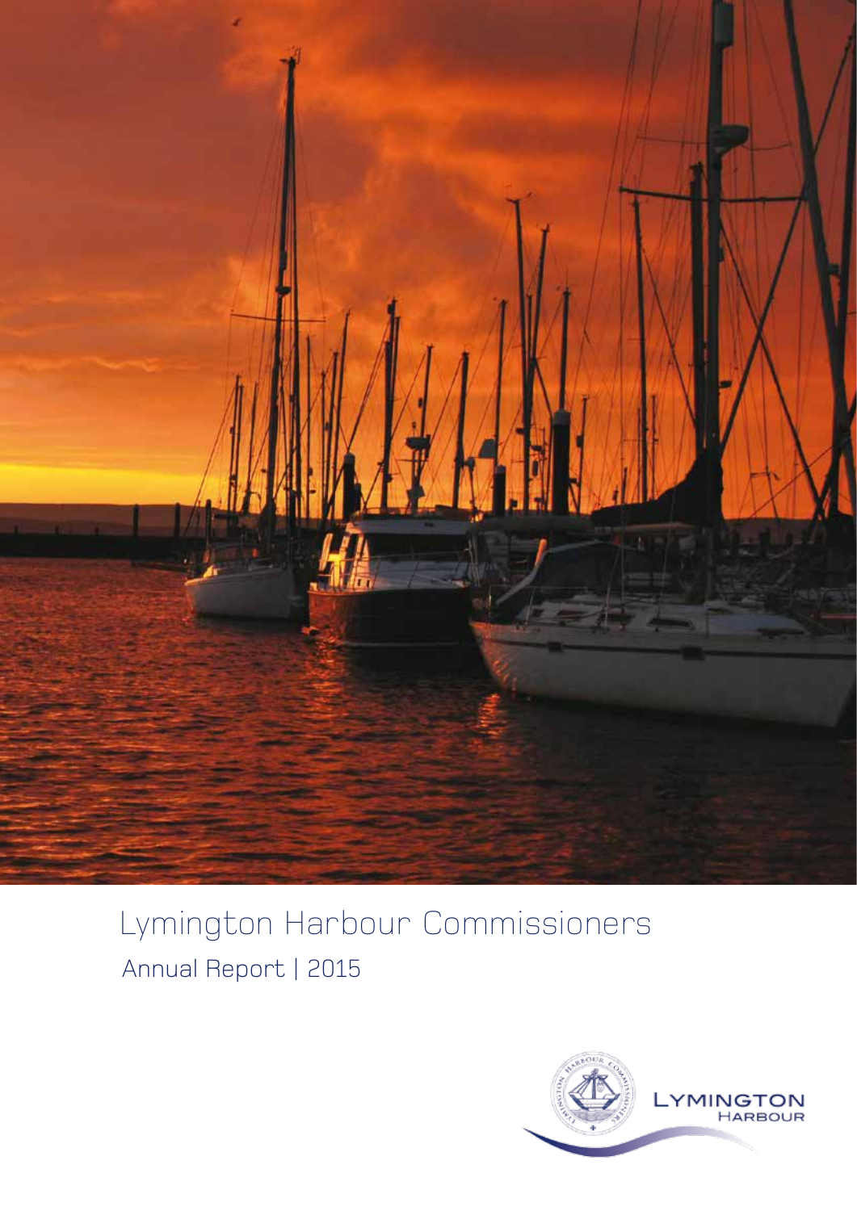# Lymington Harbour Commissioners

Annual Report | 2015

LYMINGTON HARBOUR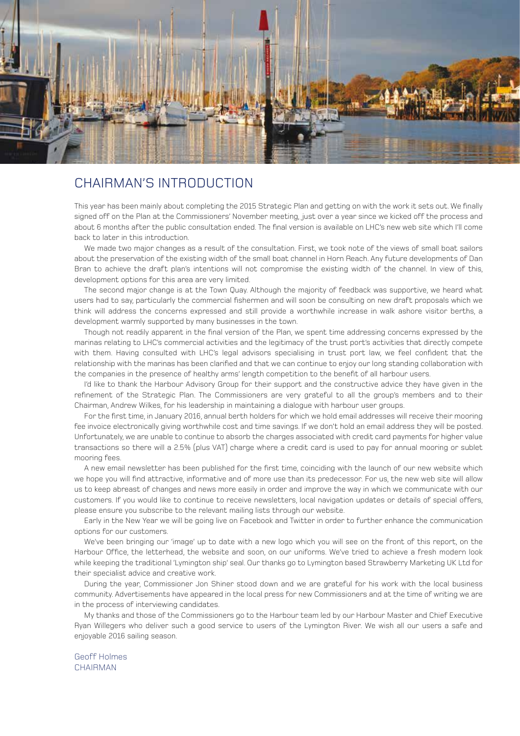# CHAIRMAN'S INTRODUCTION

This year has been mainly about completing the 2015 Strategic Plan and getting on with the work it sets out. We finally signed off on the Plan at the Commissioners' November meeting, just over a year since we kicked off the process and about 6 months after the public consultation ended. The final version is available on LHC's new web site which I'll come back to later in this introduction.

We made two major changes as a result of the consultation. First, we took note of the views of small boat sailors about the preservation of the existing width of the small boat channel in Horn Reach. Any future developments of Dan Bran to achieve the draft plan's intentions will not compromise the existing width of the channel. In view of this, development options for this area are very limited.

The second major change is at the Town Quay. Although the majority of feedback was supportive, we heard what users had to say, particularly the commercial fishermen and will soon be consulting on new draft proposals which we think will address the concerns expressed and still provide a worthwhile increase in walk ashore visitor berths, a development warmly supported by many businesses in the town.

Though not readily apparent in the final version of the Plan, we spent time addressing concerns expressed by the marinas relating to LHC's commercial activities and the legitimacy of the trust port's activities that directly compete with them. Having consulted with LHC's legal advisors specialising in trust port law, we feel confident that the relationship with the marinas has been clarified and that we can continue to enjoy our long standing collaboration with the companies in the presence of healthy arms' length competition to the benefit of all harbour users.

I'd like to thank the Harbour Advisory Group for their support and the constructive advice they have given in the refinement of the Strategic Plan. The Commissioners are very grateful to all the group's members and to their Chairman, Andrew Wilkes, for his leadership in maintaining a dialogue with harbour user groups.

For the first time, in January 2016, annual berth holders for which we hold email addresses will receive their mooring fee invoice electronically giving worthwhile cost and time savings. If we don't hold an email address they will be posted. Unfortunately, we are unable to continue to absorb the charges associated with credit card payments for higher value transactions so there will a 2.5% (plus VAT) charge where a credit card is used to pay for annual mooring or sublet mooring fees.

A new email newsletter has been published for the first time, coinciding with the launch of our new website which we hope you will find attractive, informative and of more use than its predecessor. For us, the new web site will allow us to keep abreast of changes and news more easily in order and improve the way in which we communicate with our customers. If you would like to continue to receive newsletters, local navigation updates or details of special offers, please ensure you subscribe to the relevant mailing lists through our website.

Early in the New Year we will be going live on Facebook and Twitter in order to further enhance the communication options for our customers.

We've been bringing our 'image' up to date with a new logo which you will see on the front of this report, on the Harbour Office, the letterhead, the website and soon, on our uniforms. We've tried to achieve a fresh modern look while keeping the traditional 'Lymington ship' seal. Our thanks go to Lymington based Strawberry Marketing UK Ltd for their specialist advice and creative work.

During the year, Commissioner Jon Shiner stood down and we are grateful for his work with the local business community. Advertisements have appeared in the local press for new Commissioners and at the time of writing we are in the process of interviewing candidates.

My thanks and those of the Commissioners go to the Harbour team led by our Harbour Master and Chief Executive Ryan Willegers who deliver such a good service to users of the Lymington River. We wish all our users a safe and enjoyable 2016 sailing season.

Geoff Holmes
CHAIRMAN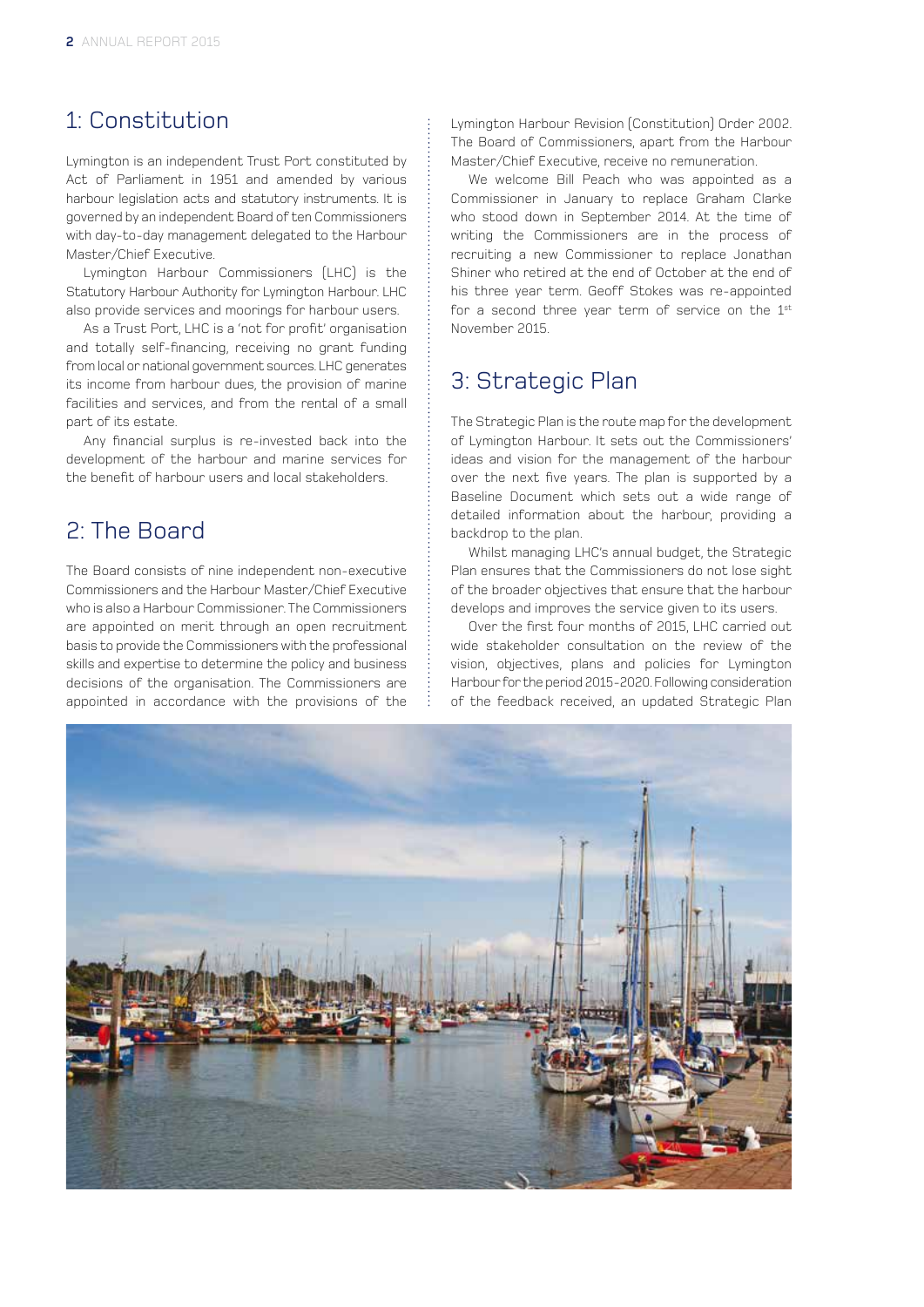## 1: Constitution

Lymington is an independent Trust Port constituted by Act of Parliament in 1951 and amended by various harbour legislation acts and statutory instruments. It is governed by an independent Board of ten Commissioners with day-to-day management delegated to the Harbour Master/Chief Executive.

Lymington Harbour Commissioners (LHC) is the Statutory Harbour Authority for Lymington Harbour. LHC also provide services and moorings for harbour users.

As a Trust Port, LHC is a 'not for profit' organisation and totally self-financing, receiving no grant funding from local or national government sources. LHC generates its income from harbour dues, the provision of marine facilities and services, and from the rental of a small part of its estate.

Any financial surplus is re-invested back into the development of the harbour and marine services for the benefit of harbour users and local stakeholders.

## 2: The Board

The Board consists of nine independent non-executive Commissioners and the Harbour Master/Chief Executive who is also a Harbour Commissioner. The Commissioners are appointed on merit through an open recruitment basis to provide the Commissioners with the professional skills and expertise to determine the policy and business decisions of the organisation. The Commissioners are appointed in accordance with the provisions of the Lymington Harbour Revision (Constitution) Order 2002. The Board of Commissioners, apart from the Harbour Master/Chief Executive, receive no remuneration.

We welcome Bill Peach who was appointed as a Commissioner in January to replace Graham Clarke who stood down in September 2014. At the time of writing the Commissioners are in the process of recruiting a new Commissioner to replace Jonathan Shiner who retired at the end of October at the end of his three year term. Geoff Stokes was re-appointed for a second three year term of service on the 1st November 2015.

## 3: Strategic Plan

The Strategic Plan is the route map for the development of Lymington Harbour. It sets out the Commissioners' ideas and vision for the management of the harbour over the next five years. The plan is supported by a Baseline Document which sets out a wide range of detailed information about the harbour, providing a backdrop to the plan.

Whilst managing LHC's annual budget, the Strategic Plan ensures that the Commissioners do not lose sight of the broader objectives that ensure that the harbour develops and improves the service given to its users.

Over the first four months of 2015, LHC carried out wide stakeholder consultation on the review of the vision, objectives, plans and policies for Lymington Harbour for the period 2015-2020. Following consideration of the feedback received, an updated Strategic Plan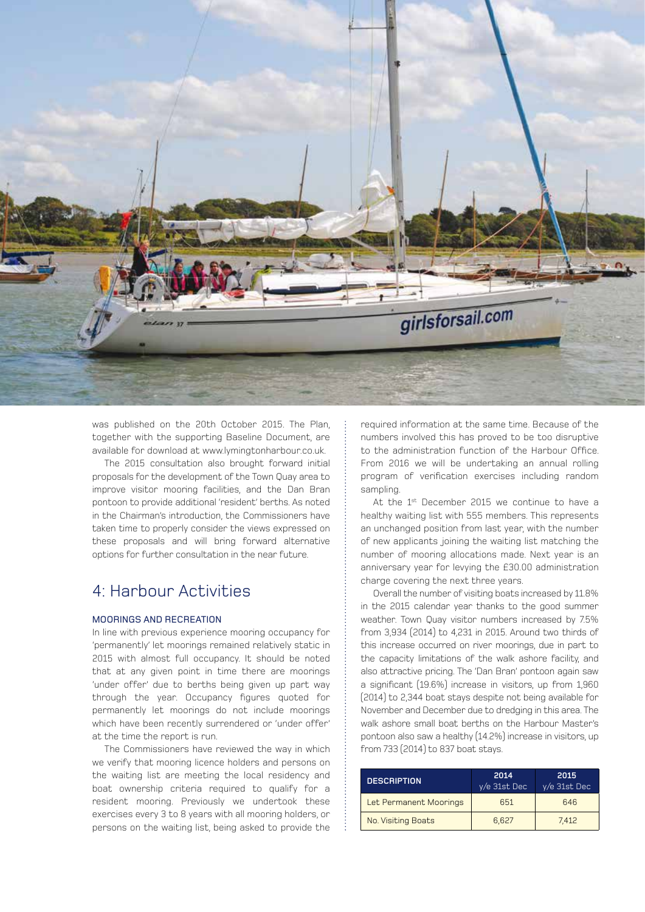was published on the 20th October 2015. The Plan, together with the supporting Baseline Document, are available for download at www.lymingtonharbour.co.uk.

The 2015 consultation also brought forward initial proposals for the development of the Town Quay area to improve visitor mooring facilities, and the Dan Bran pontoon to provide additional 'resident' berths. As noted in the Chairman's introduction, the Commissioners have taken time to properly consider the views expressed on these proposals and will bring forward alternative options for further consultation in the near future.

## 4: Harbour Activities

### MOORINGS AND RECREATION

In line with previous experience mooring occupancy for 'permanently' let moorings remained relatively static in 2015 with almost full occupancy. It should be noted that at any given point in time there are moorings 'under offer' due to berths being given up part way through the year. Occupancy figures quoted for permanently let moorings do not include moorings which have been recently surrendered or 'under offer' at the time the report is run.

The Commissioners have reviewed the way in which we verify that mooring licence holders and persons on the waiting list are meeting the local residency and boat ownership criteria required to qualify for a resident mooring. Previously we undertook these exercises every 3 to 8 years with all mooring holders, or persons on the waiting list, being asked to provide the required information at the same time. Because of the numbers involved this has proved to be too disruptive to the administration function of the Harbour Office. From 2016 we will be undertaking an annual rolling program of verification exercises including random sampling.

At the 1st December 2015 we continue to have a healthy waiting list with 555 members. This represents an unchanged position from last year, with the number of new applicants joining the waiting list matching the number of mooring allocations made. Next year is an anniversary year for levying the £30.00 administration charge covering the next three years.

Overall the number of visiting boats increased by 11.8% in the 2015 calendar year thanks to the good summer weather. Town Quay visitor numbers increased by 7.5% from 3,934 (2014) to 4,231 in 2015. Around two thirds of this increase occurred on river moorings, due in part to the capacity limitations of the walk ashore facility, and also attractive pricing. The 'Dan Bran' pontoon again saw a significant (19.6%) increase in visitors, up from 1,960 (2014) to 2,344 boat stays despite not being available for November and December due to dredging in this area. The walk ashore small boat berths on the Harbour Master's pontoon also saw a healthy (14.2%) increase in visitors, up from 733 (2014) to 837 boat stays.

| DESCRIPTION | 2014 y/e 31st Dec | 2015 y/e 31st Dec |
|---|---|---|
| Let Permanent Moorings | 651 | 646 |
| No. Visiting Boats | 6,627 | 7,412 |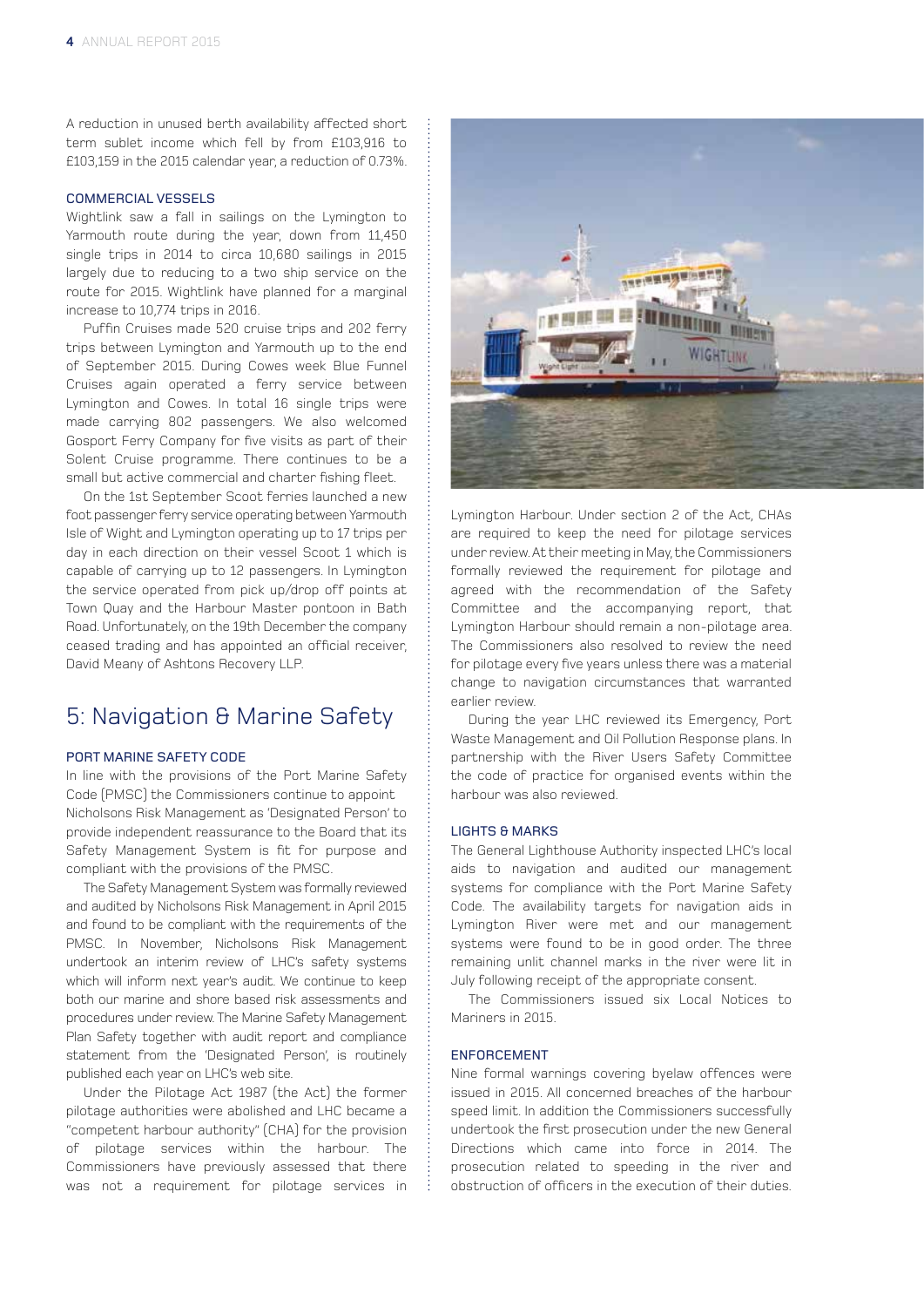A reduction in unused berth availability affected short term sublet income which fell by from £103,916 to £103,159 in the 2015 calendar year, a reduction of 0.73%.

### COMMERCIAL VESSELS

Wightlink saw a fall in sailings on the Lymington to Yarmouth route during the year, down from 11,450 single trips in 2014 to circa 10,680 sailings in 2015 largely due to reducing to a two ship service on the route for 2015. Wightlink have planned for a marginal increase to 10,774 trips in 2016.

Puffin Cruises made 520 cruise trips and 202 ferry trips between Lymington and Yarmouth up to the end of September 2015. During Cowes week Blue Funnel Cruises again operated a ferry service between Lymington and Cowes. In total 16 single trips were made carrying 802 passengers. We also welcomed Gosport Ferry Company for five visits as part of their Solent Cruise programme. There continues to be a small but active commercial and charter fishing fleet.

On the 1st September Scoot ferries launched a new foot passenger ferry service operating between Yarmouth Isle of Wight and Lymington operating up to 17 trips per day in each direction on their vessel Scoot 1 which is capable of carrying up to 12 passengers. In Lymington the service operated from pick up/drop off points at Town Quay and the Harbour Master pontoon in Bath Road. Unfortunately, on the 19th December the company ceased trading and has appointed an official receiver, David Meany of Ashtons Recovery LLP.

## 5: Navigation & Marine Safety

### PORT MARINE SAFETY CODE

In line with the provisions of the Port Marine Safety Code (PMSC) the Commissioners continue to appoint Nicholsons Risk Management as 'Designated Person' to provide independent reassurance to the Board that its Safety Management System is fit for purpose and compliant with the provisions of the PMSC.

The Safety Management System was formally reviewed and audited by Nicholsons Risk Management in April 2015 and found to be compliant with the requirements of the PMSC. In November, Nicholsons Risk Management undertook an interim review of LHC's safety systems which will inform next year's audit. We continue to keep both our marine and shore based risk assessments and procedures under review. The Marine Safety Management Plan Safety together with audit report and compliance statement from the 'Designated Person', is routinely published each year on LHC's web site.

Under the Pilotage Act 1987 (the Act) the former pilotage authorities were abolished and LHC became a "competent harbour authority" (CHA) for the provision of pilotage services within the harbour. The Commissioners have previously assessed that there was not a requirement for pilotage services in Lymington Harbour. Under section 2 of the Act, CHAs are required to keep the need for pilotage services under review. At their meeting in May, the Commissioners formally reviewed the requirement for pilotage and agreed with the recommendation of the Safety Committee and the accompanying report, that Lymington Harbour should remain a non-pilotage area. The Commissioners also resolved to review the need for pilotage every five years unless there was a material change to navigation circumstances that warranted earlier review.

During the year LHC reviewed its Emergency, Port Waste Management and Oil Pollution Response plans. In partnership with the River Users Safety Committee the code of practice for organised events within the harbour was also reviewed.

### LIGHTS & MARKS

The General Lighthouse Authority inspected LHC's local aids to navigation and audited our management systems for compliance with the Port Marine Safety Code. The availability targets for navigation aids in Lymington River were met and our management systems were found to be in good order. The three remaining unlit channel marks in the river were lit in July following receipt of the appropriate consent.

The Commissioners issued six Local Notices to Mariners in 2015.

### ENFORCEMENT

Nine formal warnings covering byelaw offences were issued in 2015. All concerned breaches of the harbour speed limit. In addition the Commissioners successfully undertook the first prosecution under the new General Directions which came into force in 2014. The prosecution related to speeding in the river and obstruction of officers in the execution of their duties.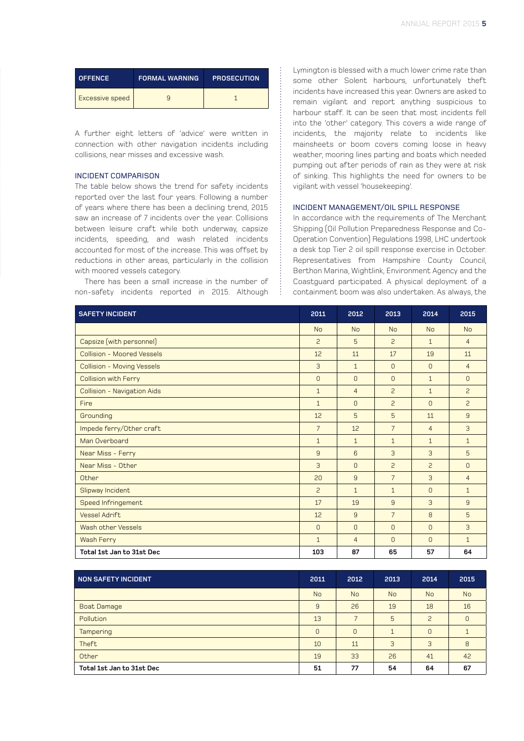| OFFENCE | FORMAL WARNING | PROSECUTION |
|---|---|---|
| Excessive speed | 9 | 1 |

A further eight letters of 'advice' were written in connection with other navigation incidents including collisions, near misses and excessive wash.

### INCIDENT COMPARISON

The table below shows the trend for safety incidents reported over the last four years. Following a number of years where there has been a declining trend, 2015 saw an increase of 7 incidents over the year. Collisions between leisure craft while both underway, capsize incidents, speeding, and wash related incidents accounted for most of the increase. This was offset by reductions in other areas, particularly in the collision with moored vessels category.

There has been a small increase in the number of non-safety incidents reported in 2015. Although Lymington is blessed with a much lower crime rate than some other Solent harbours, unfortunately theft incidents have increased this year. Owners are asked to remain vigilant and report anything suspicious to harbour staff. It can be seen that most incidents fell into the 'other' category. This covers a wide range of incidents, the majority relate to incidents like mainsheets or boom covers coming loose in heavy weather, mooring lines parting and boats which needed pumping out after periods of rain as they were at risk of sinking. This highlights the need for owners to be vigilant with vessel 'housekeeping'.

### INCIDENT MANAGEMENT/OIL SPILL RESPONSE

In accordance with the requirements of The Merchant Shipping (Oil Pollution Preparedness Response and Co-Operation Convention) Regulations 1998, LHC undertook a desk top Tier 2 oil spill response exercise in October. Representatives from Hampshire County Council, Berthon Marina, Wightlink, Environment Agency and the Coastguard participated. A physical deployment of a containment boom was also undertaken. As always, the

| SAFETY INCIDENT | 2011 | 2012 | 2013 | 2014 | 2015 |
|---|---|---|---|---|---|
| | No | No | No | No | No |
| Capsize (with personnel) | 2 | 5 | 2 | 1 | 4 |
| Collision - Moored Vessels | 12 | 11 | 17 | 19 | 11 |
| Collision - Moving Vessels | 3 | 1 | 0 | 0 | 4 |
| Collision with Ferry | 0 | 0 | 0 | 1 | 0 |
| Collision - Navigation Aids | 1 | 4 | 2 | 1 | 2 |
| Fire | 1 | 0 | 2 | 0 | 2 |
| Grounding | 12 | 5 | 5 | 11 | 9 |
| Impede ferry/Other craft | 7 | 12 | 7 | 4 | 3 |
| Man Overboard | 1 | 1 | 1 | 1 | 1 |
| Near Miss - Ferry | 9 | 6 | 3 | 3 | 5 |
| Near Miss - Other | 3 | 0 | 2 | 2 | 0 |
| Other | 20 | 9 | 7 | 3 | 4 |
| Slipway Incident | 2 | 1 | 1 | 0 | 1 |
| Speed Infringement | 17 | 19 | 9 | 3 | 9 |
| Vessel Adrift | 12 | 9 | 7 | 8 | 5 |
| Wash other Vessels | 0 | 0 | 0 | 0 | 3 |
| Wash Ferry | 1 | 4 | 0 | 0 | 1 |
| **Total 1st Jan to 31st Dec** | **103** | **87** | **65** | **57** | **64** |

| NON SAFETY INCIDENT | 2011 | 2012 | 2013 | 2014 | 2015 |
|---|---|---|---|---|---|
| | No | No | No | No | No |
| Boat Damage | 9 | 26 | 19 | 18 | 16 |
| Pollution | 13 | 7 | 5 | 2 | 0 |
| Tampering | 0 | 0 | 1 | 0 | 1 |
| Theft | 10 | 11 | 3 | 3 | 8 |
| Other | 19 | 33 | 26 | 41 | 42 |
| **Total 1st Jan to 31st Dec** | **51** | **77** | **54** | **64** | **67** |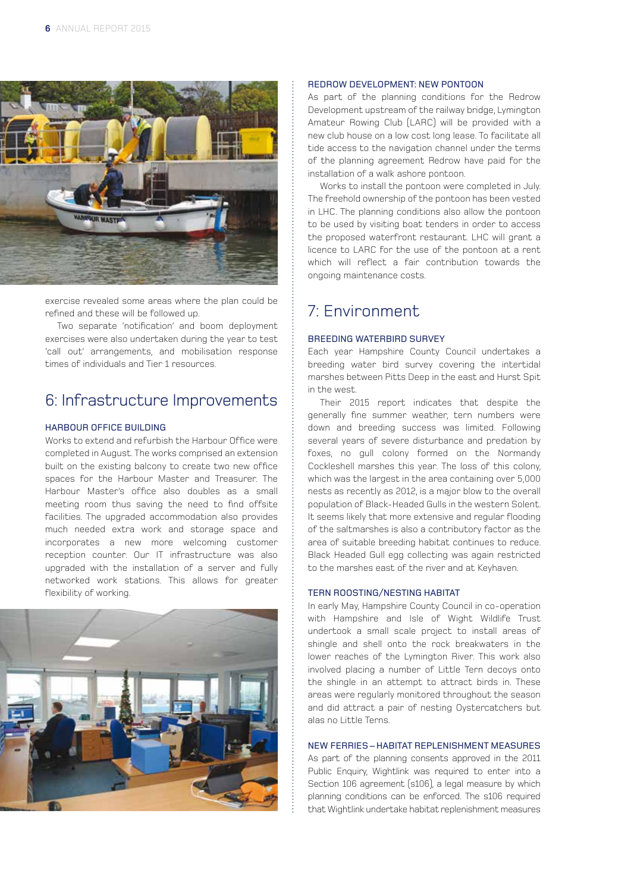exercise revealed some areas where the plan could be refined and these will be followed up.

Two separate 'notification' and boom deployment exercises were also undertaken during the year to test 'call out' arrangements, and mobilisation response times of individuals and Tier 1 resources.

## 6: Infrastructure Improvements

### HARBOUR OFFICE BUILDING

Works to extend and refurbish the Harbour Office were completed in August. The works comprised an extension built on the existing balcony to create two new office spaces for the Harbour Master and Treasurer. The Harbour Master's office also doubles as a small meeting room thus saving the need to find offsite facilities. The upgraded accommodation also provides much needed extra work and storage space and incorporates a new more welcoming customer reception counter. Our IT infrastructure was also upgraded with the installation of a server and fully networked work stations. This allows for greater flexibility of working.

### REDROW DEVELOPMENT: NEW PONTOON

As part of the planning conditions for the Redrow Development upstream of the railway bridge, Lymington Amateur Rowing Club (LARC) will be provided with a new club house on a low cost long lease. To facilitate all tide access to the navigation channel under the terms of the planning agreement Redrow have paid for the installation of a walk ashore pontoon.

Works to install the pontoon were completed in July. The freehold ownership of the pontoon has been vested in LHC. The planning conditions also allow the pontoon to be used by visiting boat tenders in order to access the proposed waterfront restaurant. LHC will grant a licence to LARC for the use of the pontoon at a rent which will reflect a fair contribution towards the ongoing maintenance costs.

## 7: Environment

### BREEDING WATERBIRD SURVEY

Each year Hampshire County Council undertakes a breeding water bird survey covering the intertidal marshes between Pitts Deep in the east and Hurst Spit in the west.

Their 2015 report indicates that despite the generally fine summer weather, tern numbers were down and breeding success was limited. Following several years of severe disturbance and predation by foxes, no gull colony formed on the Normandy Cockleshell marshes this year. The loss of this colony, which was the largest in the area containing over 5,000 nests as recently as 2012, is a major blow to the overall population of Black-Headed Gulls in the western Solent. It seems likely that more extensive and regular flooding of the saltmarshes is also a contributory factor as the area of suitable breeding habitat continues to reduce. Black Headed Gull egg collecting was again restricted to the marshes east of the river and at Keyhaven.

### TERN ROOSTING/NESTING HABITAT

In early May, Hampshire County Council in co-operation with Hampshire and Isle of Wight Wildlife Trust undertook a small scale project to install areas of shingle and shell onto the rock breakwaters in the lower reaches of the Lymington River. This work also involved placing a number of Little Tern decoys onto the shingle in an attempt to attract birds in. These areas were regularly monitored throughout the season and did attract a pair of nesting Oystercatchers but alas no Little Terns.

### NEW FERRIES – HABITAT REPLENISHMENT MEASURES

As part of the planning consents approved in the 2011 Public Enquiry, Wightlink was required to enter into a Section 106 agreement (s106), a legal measure by which planning conditions can be enforced. The s106 required that Wightlink undertake habitat replenishment measures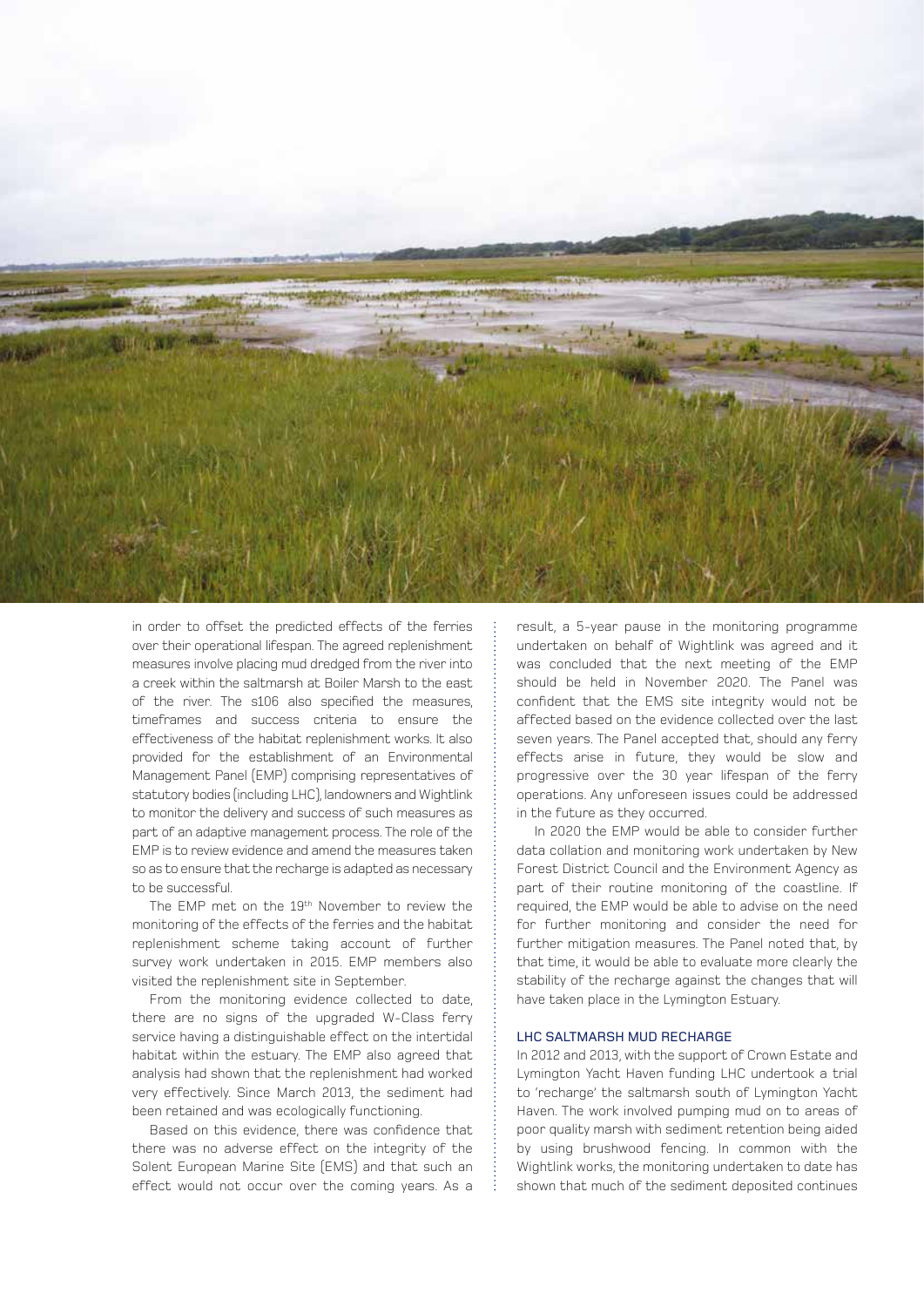in order to offset the predicted effects of the ferries over their operational lifespan. The agreed replenishment measures involve placing mud dredged from the river into a creek within the saltmarsh at Boiler Marsh to the east of the river. The s106 also specified the measures, timeframes and success criteria to ensure the effectiveness of the habitat replenishment works. It also provided for the establishment of an Environmental Management Panel (EMP) comprising representatives of statutory bodies (including LHC), landowners and Wightlink to monitor the delivery and success of such measures as part of an adaptive management process. The role of the EMP is to review evidence and amend the measures taken so as to ensure that the recharge is adapted as necessary to be successful.

The EMP met on the 19th November to review the monitoring of the effects of the ferries and the habitat replenishment scheme taking account of further survey work undertaken in 2015. EMP members also visited the replenishment site in September.

From the monitoring evidence collected to date, there are no signs of the upgraded W-Class ferry service having a distinguishable effect on the intertidal habitat within the estuary. The EMP also agreed that analysis had shown that the replenishment had worked very effectively. Since March 2013, the sediment had been retained and was ecologically functioning.

Based on this evidence, there was confidence that there was no adverse effect on the integrity of the Solent European Marine Site (EMS) and that such an effect would not occur over the coming years. As a result, a 5-year pause in the monitoring programme undertaken on behalf of Wightlink was agreed and it was concluded that the next meeting of the EMP should be held in November 2020. The Panel was confident that the EMS site integrity would not be affected based on the evidence collected over the last seven years. The Panel accepted that, should any ferry effects arise in future, they would be slow and progressive over the 30 year lifespan of the ferry operations. Any unforeseen issues could be addressed in the future as they occurred.

In 2020 the EMP would be able to consider further data collation and monitoring work undertaken by New Forest District Council and the Environment Agency as part of their routine monitoring of the coastline. If required, the EMP would be able to advise on the need for further monitoring and consider the need for further mitigation measures. The Panel noted that, by that time, it would be able to evaluate more clearly the stability of the recharge against the changes that will have taken place in the Lymington Estuary.

### LHC SALTMARSH MUD RECHARGE

In 2012 and 2013, with the support of Crown Estate and Lymington Yacht Haven funding LHC undertook a trial to 'recharge' the saltmarsh south of Lymington Yacht Haven. The work involved pumping mud on to areas of poor quality marsh with sediment retention being aided by using brushwood fencing. In common with the Wightlink works, the monitoring undertaken to date has shown that much of the sediment deposited continues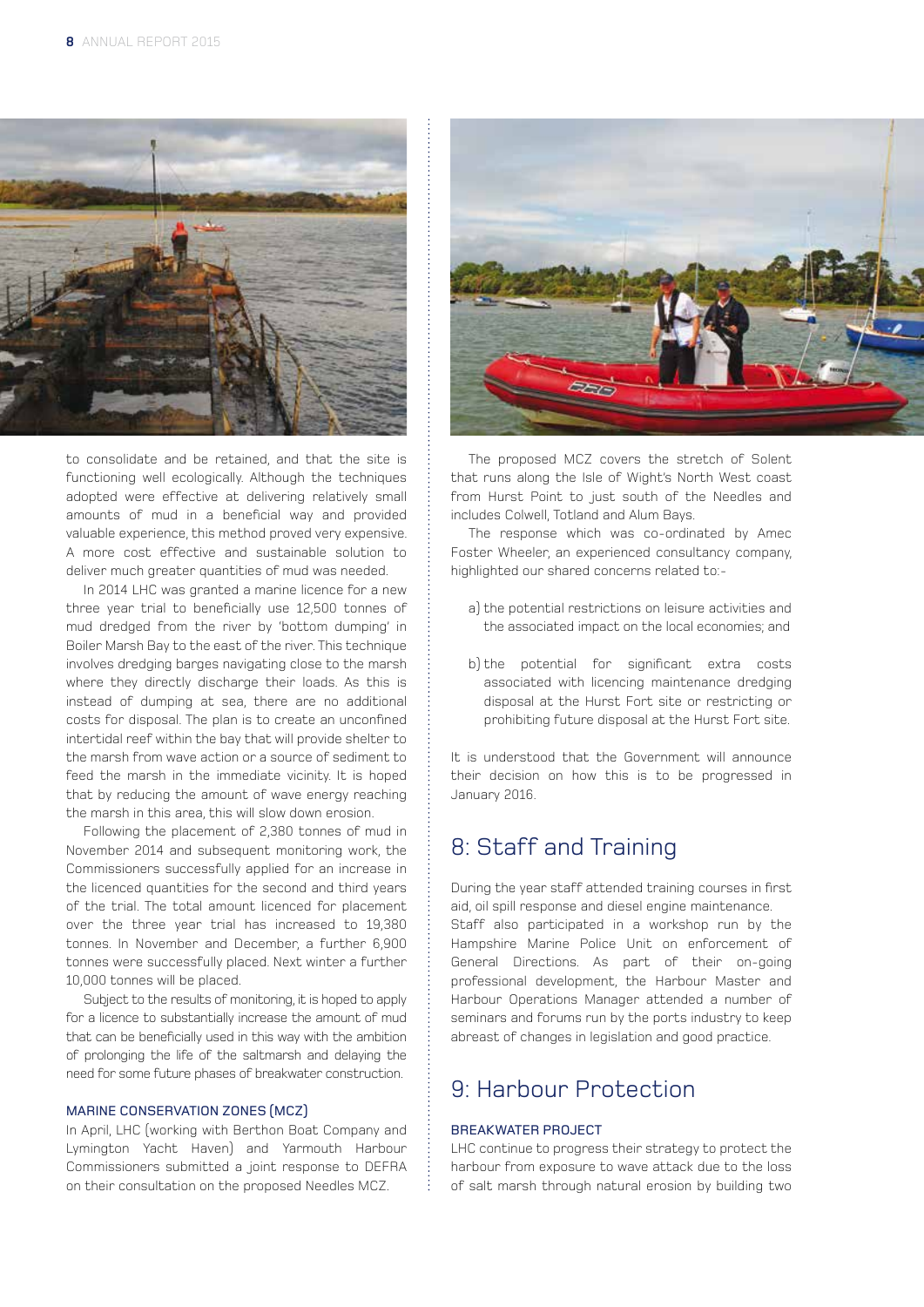to consolidate and be retained, and that the site is functioning well ecologically. Although the techniques adopted were effective at delivering relatively small amounts of mud in a beneficial way and provided valuable experience, this method proved very expensive. A more cost effective and sustainable solution to deliver much greater quantities of mud was needed.

In 2014 LHC was granted a marine licence for a new three year trial to beneficially use 12,500 tonnes of mud dredged from the river by 'bottom dumping' in Boiler Marsh Bay to the east of the river. This technique involves dredging barges navigating close to the marsh where they directly discharge their loads. As this is instead of dumping at sea, there are no additional costs for disposal. The plan is to create an unconfined intertidal reef within the bay that will provide shelter to the marsh from wave action or a source of sediment to feed the marsh in the immediate vicinity. It is hoped that by reducing the amount of wave energy reaching the marsh in this area, this will slow down erosion.

Following the placement of 2,380 tonnes of mud in November 2014 and subsequent monitoring work, the Commissioners successfully applied for an increase in the licenced quantities for the second and third years of the trial. The total amount licenced for placement over the three year trial has increased to 19,380 tonnes. In November and December, a further 6,900 tonnes were successfully placed. Next winter a further 10,000 tonnes will be placed.

Subject to the results of monitoring, it is hoped to apply for a licence to substantially increase the amount of mud that can be beneficially used in this way with the ambition of prolonging the life of the saltmarsh and delaying the need for some future phases of breakwater construction.

### MARINE CONSERVATION ZONES (MCZ)

In April, LHC (working with Berthon Boat Company and Lymington Yacht Haven) and Yarmouth Harbour Commissioners submitted a joint response to DEFRA on their consultation on the proposed Needles MCZ.

The proposed MCZ covers the stretch of Solent that runs along the Isle of Wight's North West coast from Hurst Point to just south of the Needles and includes Colwell, Totland and Alum Bays.

The response which was co-ordinated by Amec Foster Wheeler, an experienced consultancy company, highlighted our shared concerns related to:-

a) the potential restrictions on leisure activities and the associated impact on the local economies; and

b) the potential for significant extra costs associated with licencing maintenance dredging disposal at the Hurst Fort site or restricting or prohibiting future disposal at the Hurst Fort site.

It is understood that the Government will announce their decision on how this is to be progressed in January 2016.

## 8: Staff and Training

During the year staff attended training courses in first aid, oil spill response and diesel engine maintenance.
Staff also participated in a workshop run by the Hampshire Marine Police Unit on enforcement of General Directions. As part of their on-going professional development, the Harbour Master and Harbour Operations Manager attended a number of seminars and forums run by the ports industry to keep abreast of changes in legislation and good practice.

## 9: Harbour Protection

### BREAKWATER PROJECT

LHC continue to progress their strategy to protect the harbour from exposure to wave attack due to the loss of salt marsh through natural erosion by building two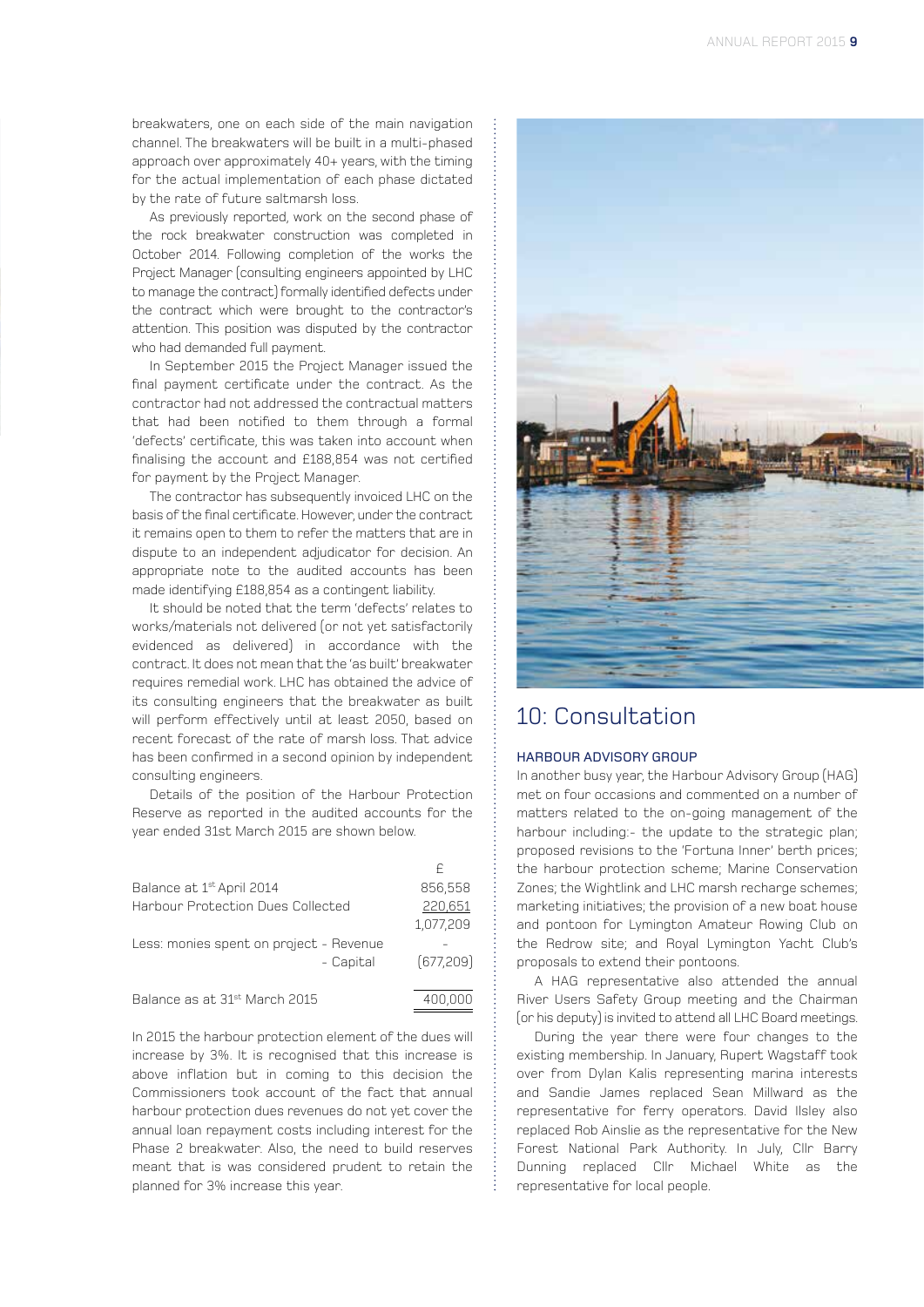breakwaters, one on each side of the main navigation channel. The breakwaters will be built in a multi-phased approach over approximately 40+ years, with the timing for the actual implementation of each phase dictated by the rate of future saltmarsh loss.

As previously reported, work on the second phase of the rock breakwater construction was completed in October 2014. Following completion of the works the Project Manager (consulting engineers appointed by LHC to manage the contract) formally identified defects under the contract which were brought to the contractor's attention. This position was disputed by the contractor who had demanded full payment.

In September 2015 the Project Manager issued the final payment certificate under the contract. As the contractor had not addressed the contractual matters that had been notified to them through a formal 'defects' certificate, this was taken into account when finalising the account and £188,854 was not certified for payment by the Project Manager.

The contractor has subsequently invoiced LHC on the basis of the final certificate. However, under the contract it remains open to them to refer the matters that are in dispute to an independent adjudicator for decision. An appropriate note to the audited accounts has been made identifying £188,854 as a contingent liability.

It should be noted that the term 'defects' relates to works/materials not delivered (or not yet satisfactorily evidenced as delivered) in accordance with the contract. It does not mean that the 'as built' breakwater requires remedial work. LHC has obtained the advice of its consulting engineers that the breakwater as built will perform effectively until at least 2050, based on recent forecast of the rate of marsh loss. That advice has been confirmed in a second opinion by independent consulting engineers.

Details of the position of the Harbour Protection Reserve as reported in the audited accounts for the year ended 31st March 2015 are shown below.

| | £ |
|---|---|
| Balance at 1st April 2014 | 856,558 |
| Harbour Protection Dues Collected | 220,651 |
| | 1,077,209 |
| Less: monies spent on project - Revenue | - |
| - Capital | (677,209) |
| Balance as at 31st March 2015 | 400,000 |

In 2015 the harbour protection element of the dues will increase by 3%. It is recognised that this increase is above inflation but in coming to this decision the Commissioners took account of the fact that annual harbour protection dues revenues do not yet cover the annual loan repayment costs including interest for the Phase 2 breakwater. Also, the need to build reserves meant that is was considered prudent to retain the planned for 3% increase this year.

## 10: Consultation

### HARBOUR ADVISORY GROUP

In another busy year, the Harbour Advisory Group (HAG) met on four occasions and commented on a number of matters related to the on-going management of the harbour including:- the update to the strategic plan; proposed revisions to the 'Fortuna Inner' berth prices; the harbour protection scheme; Marine Conservation Zones; the Wightlink and LHC marsh recharge schemes; marketing initiatives; the provision of a new boat house and pontoon for Lymington Amateur Rowing Club on the Redrow site; and Royal Lymington Yacht Club's proposals to extend their pontoons.

A HAG representative also attended the annual River Users Safety Group meeting and the Chairman (or his deputy) is invited to attend all LHC Board meetings.

During the year there were four changes to the existing membership. In January, Rupert Wagstaff took over from Dylan Kalis representing marina interests and Sandie James replaced Sean Millward as the representative for ferry operators. David Ilsley also replaced Rob Ainslie as the representative for the New Forest National Park Authority. In July, Cllr Barry Dunning replaced Cllr Michael White as the representative for local people.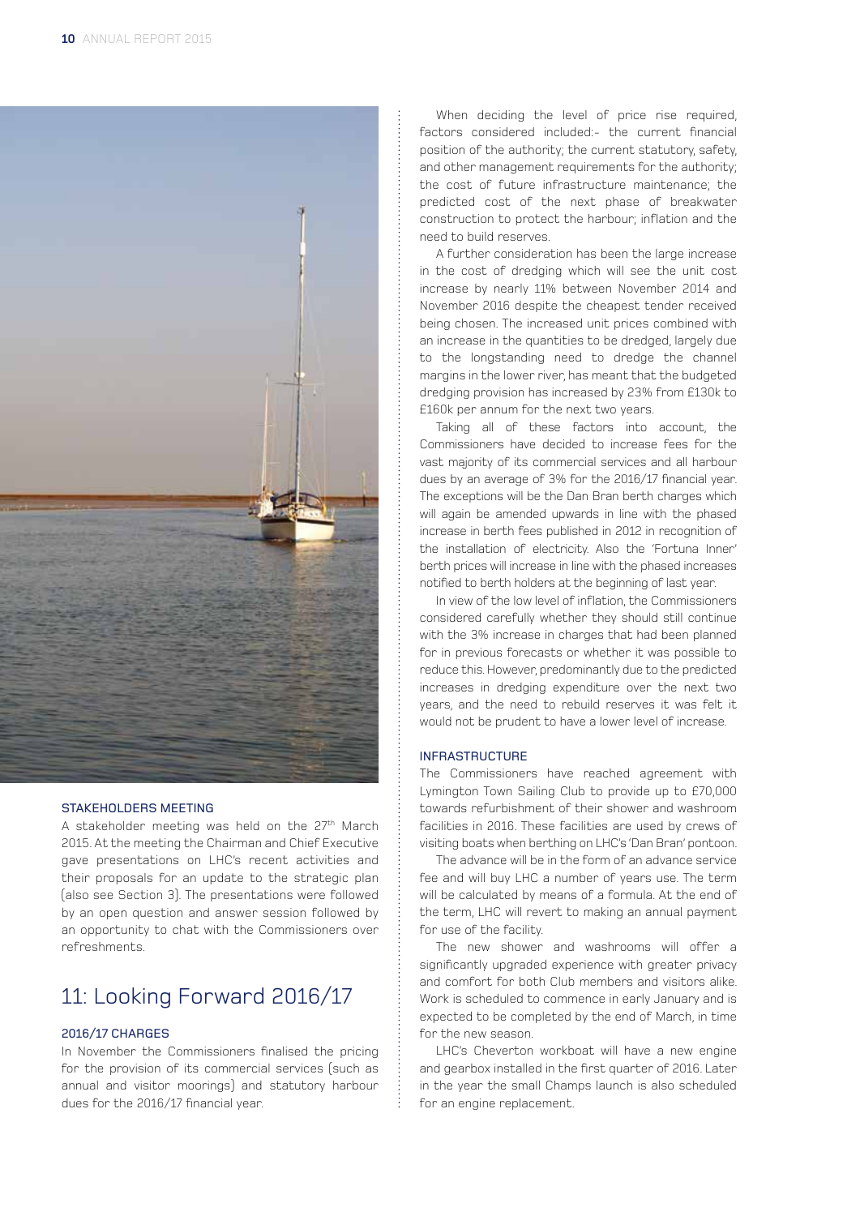### STAKEHOLDERS MEETING

A stakeholder meeting was held on the 27th March 2015. At the meeting the Chairman and Chief Executive gave presentations on LHC's recent activities and their proposals for an update to the strategic plan (also see Section 3). The presentations were followed by an open question and answer session followed by an opportunity to chat with the Commissioners over refreshments.

## 11: Looking Forward 2016/17

### 2016/17 CHARGES

In November the Commissioners finalised the pricing for the provision of its commercial services (such as annual and visitor moorings) and statutory harbour dues for the 2016/17 financial year.

When deciding the level of price rise required, factors considered included:- the current financial position of the authority; the current statutory, safety, and other management requirements for the authority; the cost of future infrastructure maintenance; the predicted cost of the next phase of breakwater construction to protect the harbour; inflation and the need to build reserves.

A further consideration has been the large increase in the cost of dredging which will see the unit cost increase by nearly 11% between November 2014 and November 2016 despite the cheapest tender received being chosen. The increased unit prices combined with an increase in the quantities to be dredged, largely due to the longstanding need to dredge the channel margins in the lower river, has meant that the budgeted dredging provision has increased by 23% from £130k to £160k per annum for the next two years.

Taking all of these factors into account, the Commissioners have decided to increase fees for the vast majority of its commercial services and all harbour dues by an average of 3% for the 2016/17 financial year. The exceptions will be the Dan Bran berth charges which will again be amended upwards in line with the phased increase in berth fees published in 2012 in recognition of the installation of electricity. Also the 'Fortuna Inner' berth prices will increase in line with the phased increases notified to berth holders at the beginning of last year.

In view of the low level of inflation, the Commissioners considered carefully whether they should still continue with the 3% increase in charges that had been planned for in previous forecasts or whether it was possible to reduce this. However, predominantly due to the predicted increases in dredging expenditure over the next two years, and the need to rebuild reserves it was felt it would not be prudent to have a lower level of increase.

### INFRASTRUCTURE

The Commissioners have reached agreement with Lymington Town Sailing Club to provide up to £70,000 towards refurbishment of their shower and washroom facilities in 2016. These facilities are used by crews of visiting boats when berthing on LHC's 'Dan Bran' pontoon.

The advance will be in the form of an advance service fee and will buy LHC a number of years use. The term will be calculated by means of a formula. At the end of the term, LHC will revert to making an annual payment for use of the facility.

The new shower and washrooms will offer a significantly upgraded experience with greater privacy and comfort for both Club members and visitors alike. Work is scheduled to commence in early January and is expected to be completed by the end of March, in time for the new season.

LHC's Cheverton workboat will have a new engine and gearbox installed in the first quarter of 2016. Later in the year the small Champs launch is also scheduled for an engine replacement.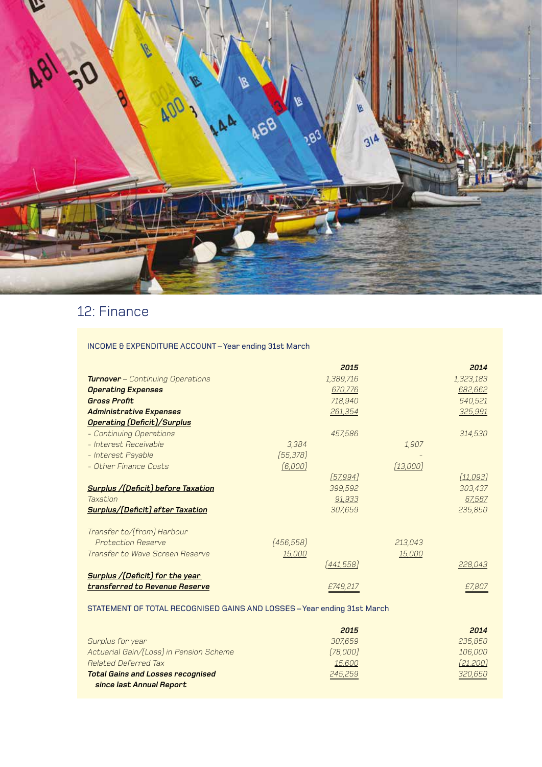## 12: Finance

INCOME & EXPENDITURE ACCOUNT – Year ending 31st March

| | | 2015 | | 2014 |
|---|---|---|---|---|
| ***Turnover*** *– Continuing Operations* | | *1,389,716* | | *1,323,183* |
| ***Operating Expenses*** | | *670,776* | | *682,662* |
| ***Gross Profit*** | | *718,940* | | *640,521* |
| ***Administrative Expenses*** | | *261,354* | | *325,991* |
| ***Operating (Deficit)/Surplus*** | | | | |
| *- Continuing Operations* | | *457,586* | | *314,530* |
| *- Interest Receivable* | *3,384* | | *1,907* | |
| *- Interest Payable* | *(55,378)* | | *-* | |
| *- Other Finance Costs* | *(6,000)* | | *(13,000)* | |
| | | *(57,994)* | | *(11,093)* |
| ***Surplus /(Deficit) before Taxation*** | | *399,592* | | *303,437* |
| *Taxation* | | *91,933* | | *67,587* |
| ***Surplus/(Deficit) after Taxation*** | | *307,659* | | *235,850* |
| *Transfer to/(from) Harbour Protection Reserve* | *(456,558)* | | *213,043* | |
| *Transfer to Wave Screen Reserve* | *15,000* | | *15,000* | |
| | | *(441,558)* | | *228,043* |
| ***Surplus /(Deficit) for the year transferred to Revenue Reserve*** | | *£749,217* | | *£7,807* |

STATEMENT OF TOTAL RECOGNISED GAINS AND LOSSES – Year ending 31st March

| | 2015 | 2014 |
|---|---|---|
| *Surplus for year* | *307,659* | *235,850* |
| *Actuarial Gain/(Loss) in Pension Scheme* | *(78,000)* | *106,000* |
| *Related Deferred Tax* | *15,600* | *(21,200)* |
| ***Total Gains and Losses recognised since last Annual Report*** | *245,259* | *320,650* |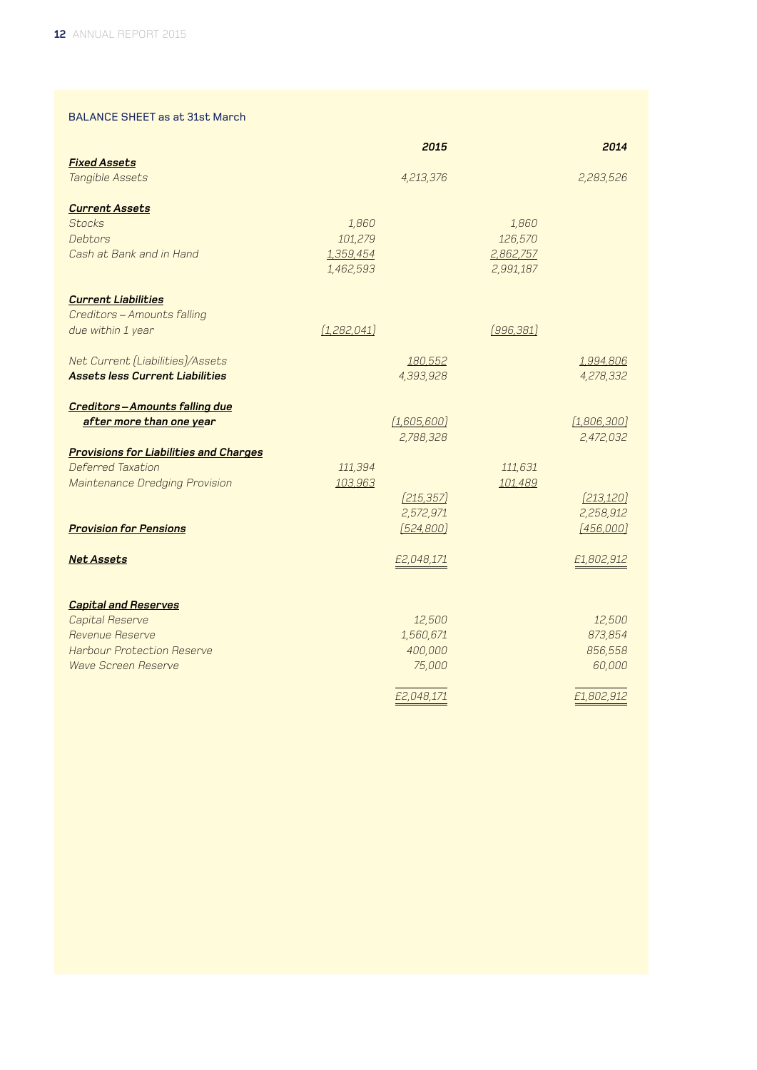## BALANCE SHEET as at 31st March

| | | 2015 | | 2014 |
|---|---|---|---|---|
| ***Fixed Assets*** | | | | |
| *Tangible Assets* | | *4,213,376* | | *2,283,526* |
| | | | | |
| ***Current Assets*** | | | | |
| *Stocks* | *1,860* | | *1,860* | |
| *Debtors* | *101,279* | | *126,570* | |
| *Cash at Bank and in Hand* | *1,359,454* | | *2,862,757* | |
| | *1,462,593* | | *2,991,187* | |
| | | | | |
| ***Current Liabilities*** | | | | |
| *Creditors – Amounts falling due within 1 year* | *(1,282,041)* | | *(996,381)* | |
| | | | | |
| *Net Current (Liabilities)/Assets* | | *180,552* | | *1,994,806* |
| ***Assets less Current Liabilities*** | | *4,393,928* | | *4,278,332* |
| | | | | |
| ***Creditors – Amounts falling due after more than one year*** | | *(1,605,600)* | | *(1,806,300)* |
| | | *2,788,328* | | *2,472,032* |
| ***Provisions for Liabilities and Charges*** | | | | |
| *Deferred Taxation* | *111,394* | | *111,631* | |
| *Maintenance Dredging Provision* | *103,963* | | *101,489* | |
| | | *(215,357)* | | *(213,120)* |
| | | *2,572,971* | | *2,258,912* |
| ***Provision for Pensions*** | | *(524,800)* | | *(456,000)* |
| | | | | |
| ***Net Assets*** | | *£2,048,171* | | *£1,802,912* |
| | | | | |
| ***Capital and Reserves*** | | | | |
| *Capital Reserve* | | *12,500* | | *12,500* |
| *Revenue Reserve* | | *1,560,671* | | *873,854* |
| *Harbour Protection Reserve* | | *400,000* | | *856,558* |
| *Wave Screen Reserve* | | *75,000* | | *60,000* |
| | | *£2,048,171* | | *£1,802,912* |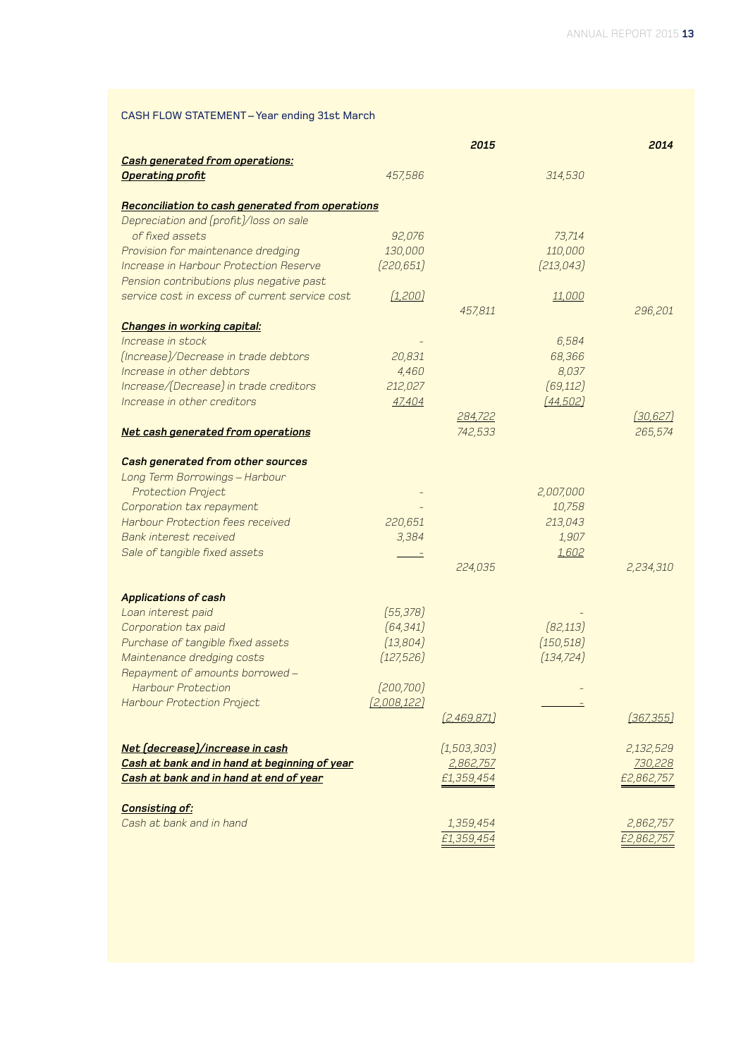## CASH FLOW STATEMENT – Year ending 31st March

| | | 2015 | | 2014 |
|---|---|---|---|---|
| ***Cash generated from operations:*** | | | | |
| ***Operating profit*** | 457,586 | | 314,530 | |
| | | | | |
| ***Reconciliation to cash generated from operations*** | | | | |
| *Depreciation and (profit)/loss on sale of fixed assets* | 92,076 | | 73,714 | |
| *Provision for maintenance dredging* | 130,000 | | 110,000 | |
| *Increase in Harbour Protection Reserve* | (220,651) | | (213,043) | |
| *Pension contributions plus negative past service cost in excess of current service cost* | (1,200) | | 11,000 | |
| | | 457,811 | | 296,201 |
| ***Changes in working capital:*** | | | | |
| *Increase in stock* | - | | 6,584 | |
| *(Increase)/Decrease in trade debtors* | 20,831 | | 68,366 | |
| *Increase in other debtors* | 4,460 | | 8,037 | |
| *Increase/(Decrease) in trade creditors* | 212,027 | | (69,112) | |
| *Increase in other creditors* | 47,404 | | (44,502) | |
| | | 284,722 | | (30,627) |
| ***Net cash generated from operations*** | | 742,533 | | 265,574 |
| | | | | |
| ***Cash generated from other sources*** | | | | |
| *Long Term Borrowings – Harbour Protection Project* | - | | 2,007,000 | |
| *Corporation tax repayment* | - | | 10,758 | |
| *Harbour Protection fees received* | 220,651 | | 213,043 | |
| *Bank interest received* | 3,384 | | 1,907 | |
| *Sale of tangible fixed assets* | - | | 1,602 | |
| | | 224,035 | | 2,234,310 |
| | | | | |
| ***Applications of cash*** | | | | |
| *Loan interest paid* | (55,378) | | - | |
| *Corporation tax paid* | (64,341) | | (82,113) | |
| *Purchase of tangible fixed assets* | (13,804) | | (150,518) | |
| *Maintenance dredging costs* | (127,526) | | (134,724) | |
| *Repayment of amounts borrowed – Harbour Protection* | (200,700) | | - | |
| *Harbour Protection Project* | (2,008,122) | | - | |
| | | (2,469,871) | | (367,355) |
| | | | | |
| ***Net (decrease)/increase in cash*** | | (1,503,303) | | 2,132,529 |
| ***Cash at bank and in hand at beginning of year*** | | 2,862,757 | | 730,228 |
| ***Cash at bank and in hand at end of year*** | | £1,359,454 | | £2,862,757 |
| | | | | |
| ***Consisting of:*** | | | | |
| *Cash at bank and in hand* | | 1,359,454 | | 2,862,757 |
| | | £1,359,454 | | £2,862,757 |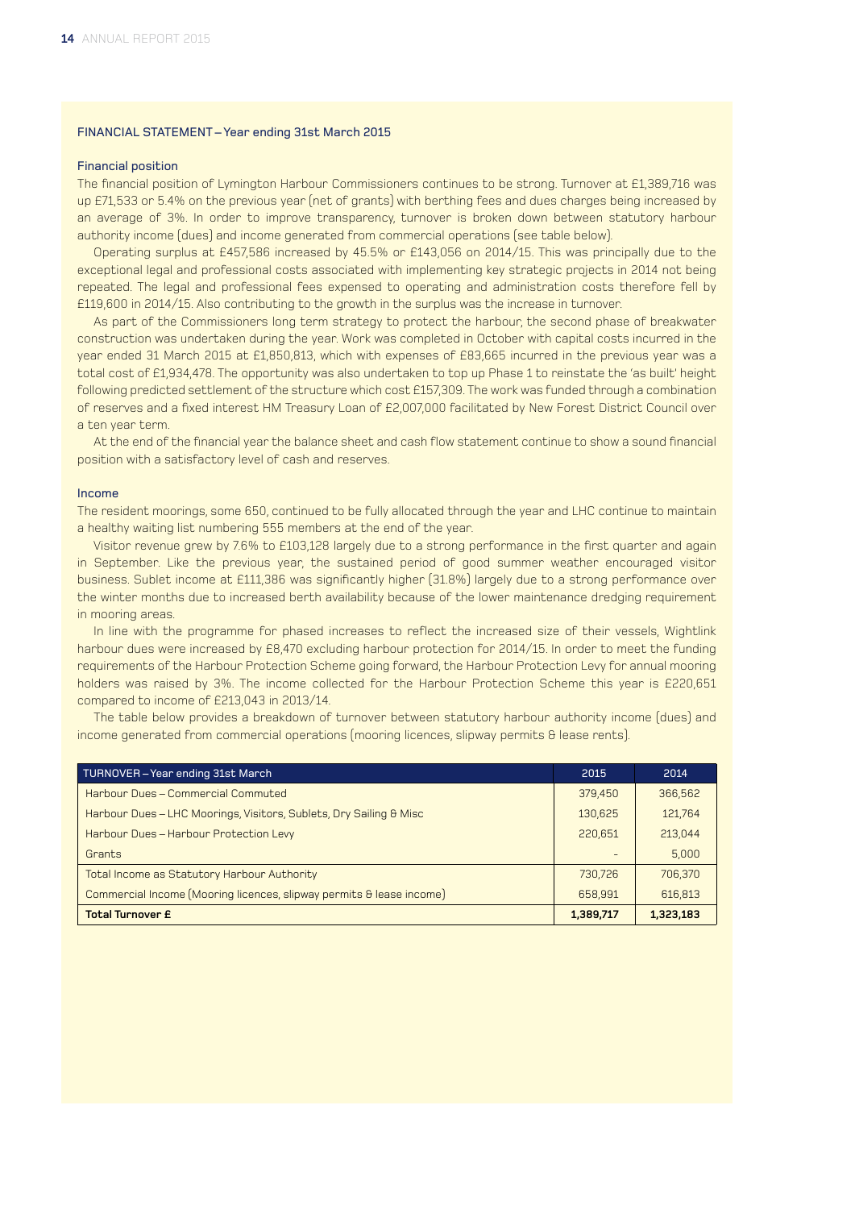## FINANCIAL STATEMENT – Year ending 31st March 2015

### Financial position

The financial position of Lymington Harbour Commissioners continues to be strong. Turnover at £1,389,716 was up £71,533 or 5.4% on the previous year (net of grants) with berthing fees and dues charges being increased by an average of 3%. In order to improve transparency, turnover is broken down between statutory harbour authority income (dues) and income generated from commercial operations (see table below).

Operating surplus at £457,586 increased by 45.5% or £143,056 on 2014/15. This was principally due to the exceptional legal and professional costs associated with implementing key strategic projects in 2014 not being repeated. The legal and professional fees expensed to operating and administration costs therefore fell by £119,600 in 2014/15. Also contributing to the growth in the surplus was the increase in turnover.

As part of the Commissioners long term strategy to protect the harbour, the second phase of breakwater construction was undertaken during the year. Work was completed in October with capital costs incurred in the year ended 31 March 2015 at £1,850,813, which with expenses of £83,665 incurred in the previous year was a total cost of £1,934,478. The opportunity was also undertaken to top up Phase 1 to reinstate the 'as built' height following predicted settlement of the structure which cost £157,309. The work was funded through a combination of reserves and a fixed interest HM Treasury Loan of £2,007,000 facilitated by New Forest District Council over a ten year term.

At the end of the financial year the balance sheet and cash flow statement continue to show a sound financial position with a satisfactory level of cash and reserves.

### Income

The resident moorings, some 650, continued to be fully allocated through the year and LHC continue to maintain a healthy waiting list numbering 555 members at the end of the year.

Visitor revenue grew by 7.6% to £103,128 largely due to a strong performance in the first quarter and again in September. Like the previous year, the sustained period of good summer weather encouraged visitor business. Sublet income at £111,386 was significantly higher (31.8%) largely due to a strong performance over the winter months due to increased berth availability because of the lower maintenance dredging requirement in mooring areas.

In line with the programme for phased increases to reflect the increased size of their vessels, Wightlink harbour dues were increased by £8,470 excluding harbour protection for 2014/15. In order to meet the funding requirements of the Harbour Protection Scheme going forward, the Harbour Protection Levy for annual mooring holders was raised by 3%. The income collected for the Harbour Protection Scheme this year is £220,651 compared to income of £213,043 in 2013/14.

The table below provides a breakdown of turnover between statutory harbour authority income (dues) and income generated from commercial operations (mooring licences, slipway permits & lease rents).

| TURNOVER – Year ending 31st March | 2015 | 2014 |
|---|---|---|
| Harbour Dues – Commercial Commuted | 379,450 | 366,562 |
| Harbour Dues – LHC Moorings, Visitors, Sublets, Dry Sailing & Misc | 130,625 | 121,764 |
| Harbour Dues – Harbour Protection Levy | 220,651 | 213,044 |
| Grants | – | 5,000 |
| Total Income as Statutory Harbour Authority | 730,726 | 706,370 |
| Commercial Income (Mooring licences, slipway permits & lease income) | 658,991 | 616,813 |
| **Total Turnover £** | **1,389,717** | **1,323,183** |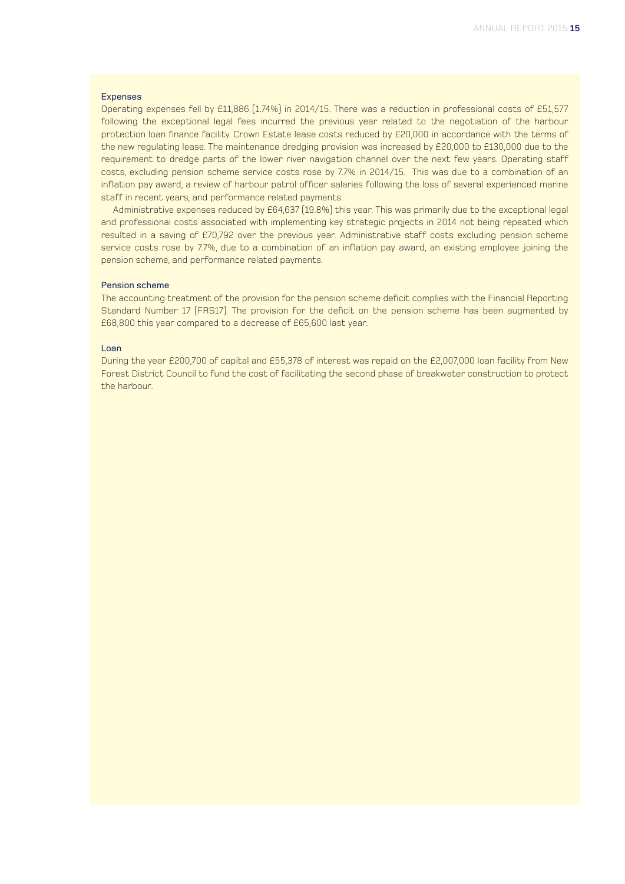### Expenses

Operating expenses fell by £11,886 (1.74%) in 2014/15. There was a reduction in professional costs of £51,577 following the exceptional legal fees incurred the previous year related to the negotiation of the harbour protection loan finance facility. Crown Estate lease costs reduced by £20,000 in accordance with the terms of the new regulating lease. The maintenance dredging provision was increased by £20,000 to £130,000 due to the requirement to dredge parts of the lower river navigation channel over the next few years. Operating staff costs, excluding pension scheme service costs rose by 7.7% in 2014/15. This was due to a combination of an inflation pay award, a review of harbour patrol officer salaries following the loss of several experienced marine staff in recent years, and performance related payments.

Administrative expenses reduced by £64,637 (19.8%) this year. This was primarily due to the exceptional legal and professional costs associated with implementing key strategic projects in 2014 not being repeated which resulted in a saving of £70,792 over the previous year. Administrative staff costs excluding pension scheme service costs rose by 7.7%, due to a combination of an inflation pay award, an existing employee joining the pension scheme, and performance related payments.

### Pension scheme

The accounting treatment of the provision for the pension scheme deficit complies with the Financial Reporting Standard Number 17 (FRS17). The provision for the deficit on the pension scheme has been augmented by £68,800 this year compared to a decrease of £65,600 last year.

### Loan

During the year £200,700 of capital and £55,378 of interest was repaid on the £2,007,000 loan facility from New Forest District Council to fund the cost of facilitating the second phase of breakwater construction to protect the harbour.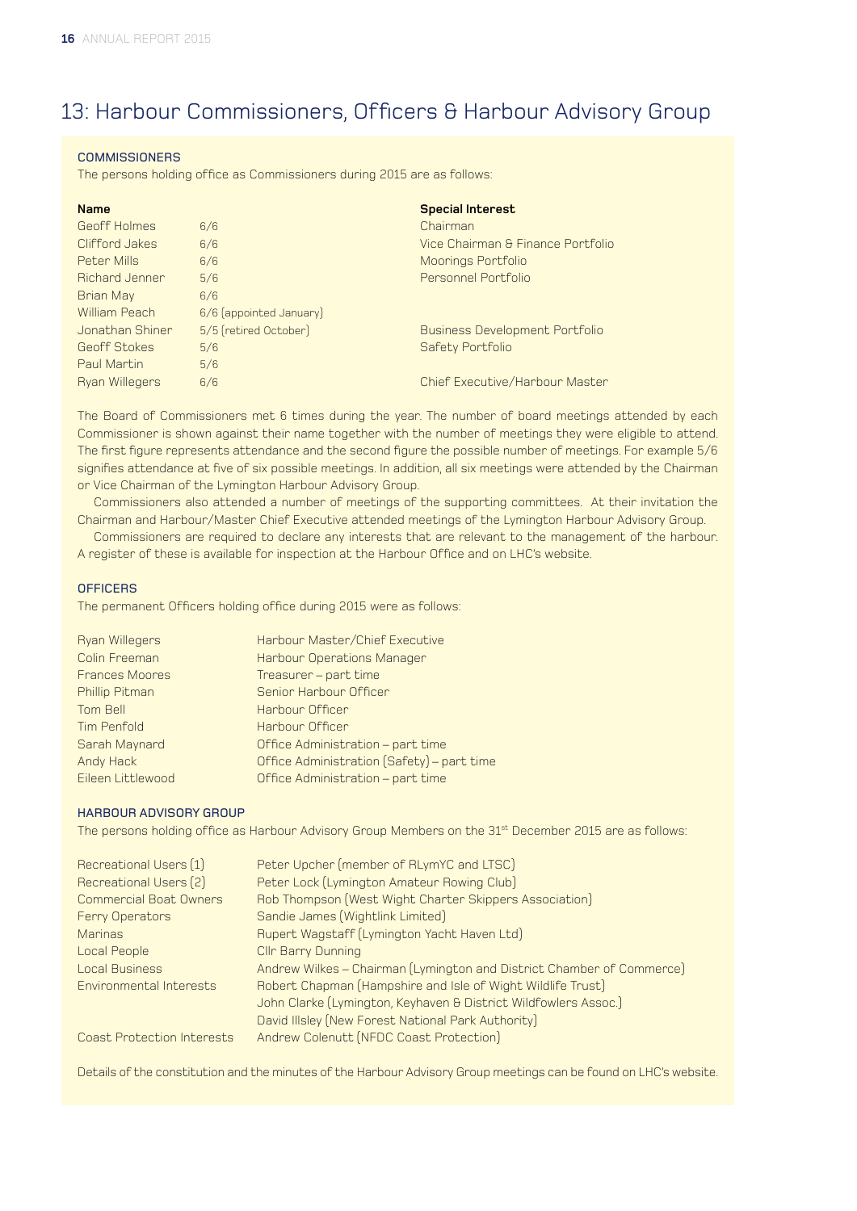# 13: Harbour Commissioners, Officers & Harbour Advisory Group

## COMMISSIONERS

The persons holding office as Commissioners during 2015 are as follows:

| Name | | Special Interest |
|---|---|---|
| Geoff Holmes | 6/6 | Chairman |
| Clifford Jakes | 6/6 | Vice Chairman & Finance Portfolio |
| Peter Mills | 6/6 | Moorings Portfolio |
| Richard Jenner | 5/6 | Personnel Portfolio |
| Brian May | 6/6 | |
| William Peach | 6/6 (appointed January) | |
| Jonathan Shiner | 5/5 (retired October) | Business Development Portfolio |
| Geoff Stokes | 5/6 | Safety Portfolio |
| Paul Martin | 5/6 | |
| Ryan Willegers | 6/6 | Chief Executive/Harbour Master |

The Board of Commissioners met 6 times during the year. The number of board meetings attended by each Commissioner is shown against their name together with the number of meetings they were eligible to attend. The first figure represents attendance and the second figure the possible number of meetings. For example 5/6 signifies attendance at five of six possible meetings. In addition, all six meetings were attended by the Chairman or Vice Chairman of the Lymington Harbour Advisory Group.

Commissioners also attended a number of meetings of the supporting committees. At their invitation the Chairman and Harbour/Master Chief Executive attended meetings of the Lymington Harbour Advisory Group.

Commissioners are required to declare any interests that are relevant to the management of the harbour. A register of these is available for inspection at the Harbour Office and on LHC's website.

## OFFICERS

The permanent Officers holding office during 2015 were as follows:

| | |
|---|---|
| Ryan Willegers | Harbour Master/Chief Executive |
| Colin Freeman | Harbour Operations Manager |
| Frances Moores | Treasurer – part time |
| Phillip Pitman | Senior Harbour Officer |
| Tom Bell | Harbour Officer |
| Tim Penfold | Harbour Officer |
| Sarah Maynard | Office Administration – part time |
| Andy Hack | Office Administration (Safety) – part time |
| Eileen Littlewood | Office Administration – part time |

## HARBOUR ADVISORY GROUP

The persons holding office as Harbour Advisory Group Members on the 31st December 2015 are as follows:

| | |
|---|---|
| Recreational Users (1) | Peter Upcher (member of RLymYC and LTSC) |
| Recreational Users (2) | Peter Lock (Lymington Amateur Rowing Club) |
| Commercial Boat Owners | Rob Thompson (West Wight Charter Skippers Association) |
| Ferry Operators | Sandie James (Wightlink Limited) |
| Marinas | Rupert Wagstaff (Lymington Yacht Haven Ltd) |
| Local People | Cllr Barry Dunning |
| Local Business | Andrew Wilkes – Chairman (Lymington and District Chamber of Commerce) |
| Environmental Interests | Robert Chapman (Hampshire and Isle of Wight Wildlife Trust) |
| | John Clarke (Lymington, Keyhaven & District Wildfowlers Assoc.) |
| | David Illsley (New Forest National Park Authority) |
| Coast Protection Interests | Andrew Colenutt (NFDC Coast Protection) |

Details of the constitution and the minutes of the Harbour Advisory Group meetings can be found on LHC's website.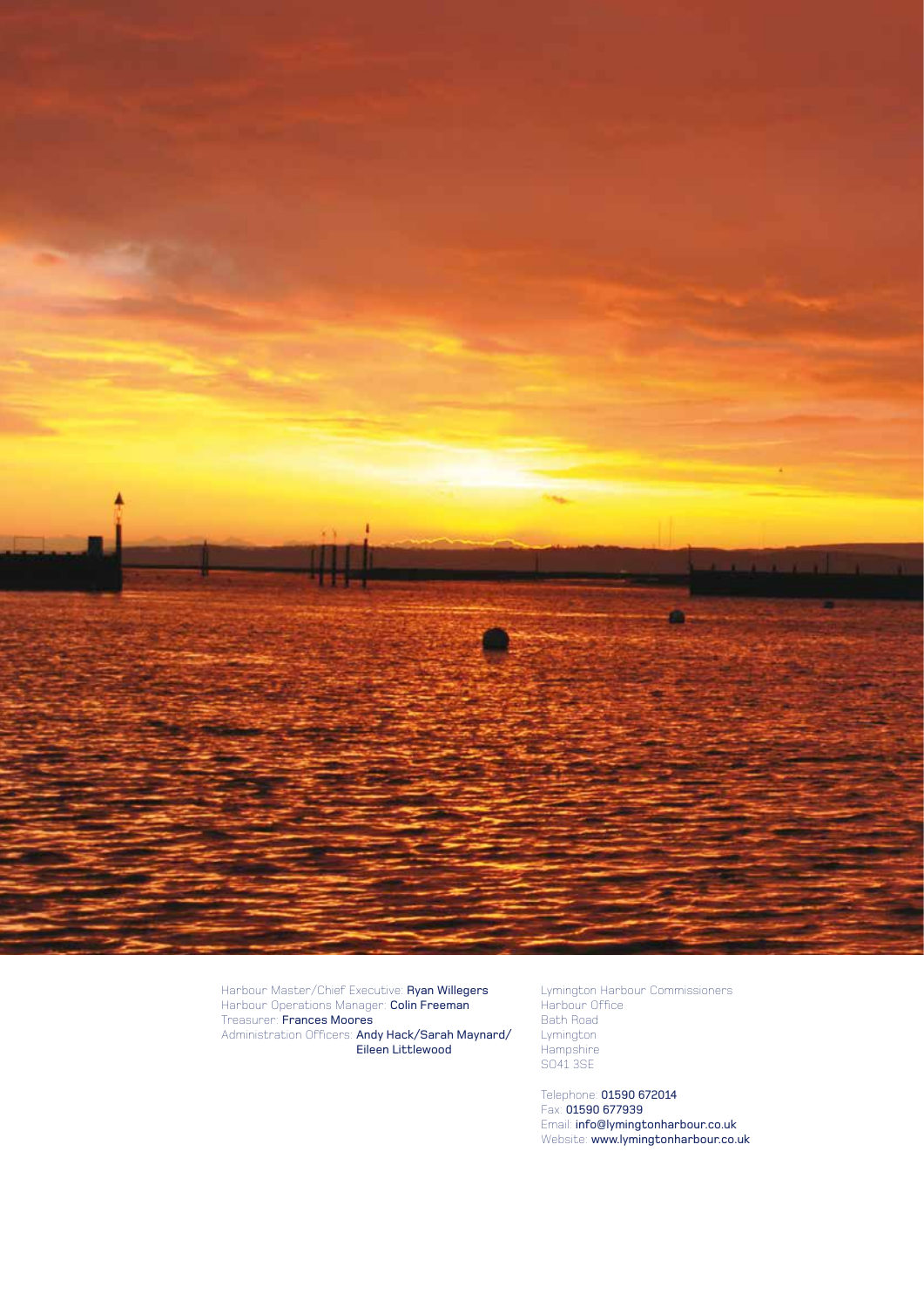Harbour Master/Chief Executive: **Ryan Willegers**
Harbour Operations Manager: **Colin Freeman**
Treasurer: **Frances Moores**
Administration Officers: **Andy Hack/Sarah Maynard/ Eileen Littlewood**

Lymington Harbour Commissioners
Harbour Office
Bath Road
Lymington
Hampshire
SO41 3SE

Telephone: **01590 672014**
Fax: **01590 677939**
Email: **info@lymingtonharbour.co.uk**
Website: **www.lymingtonharbour.co.uk**